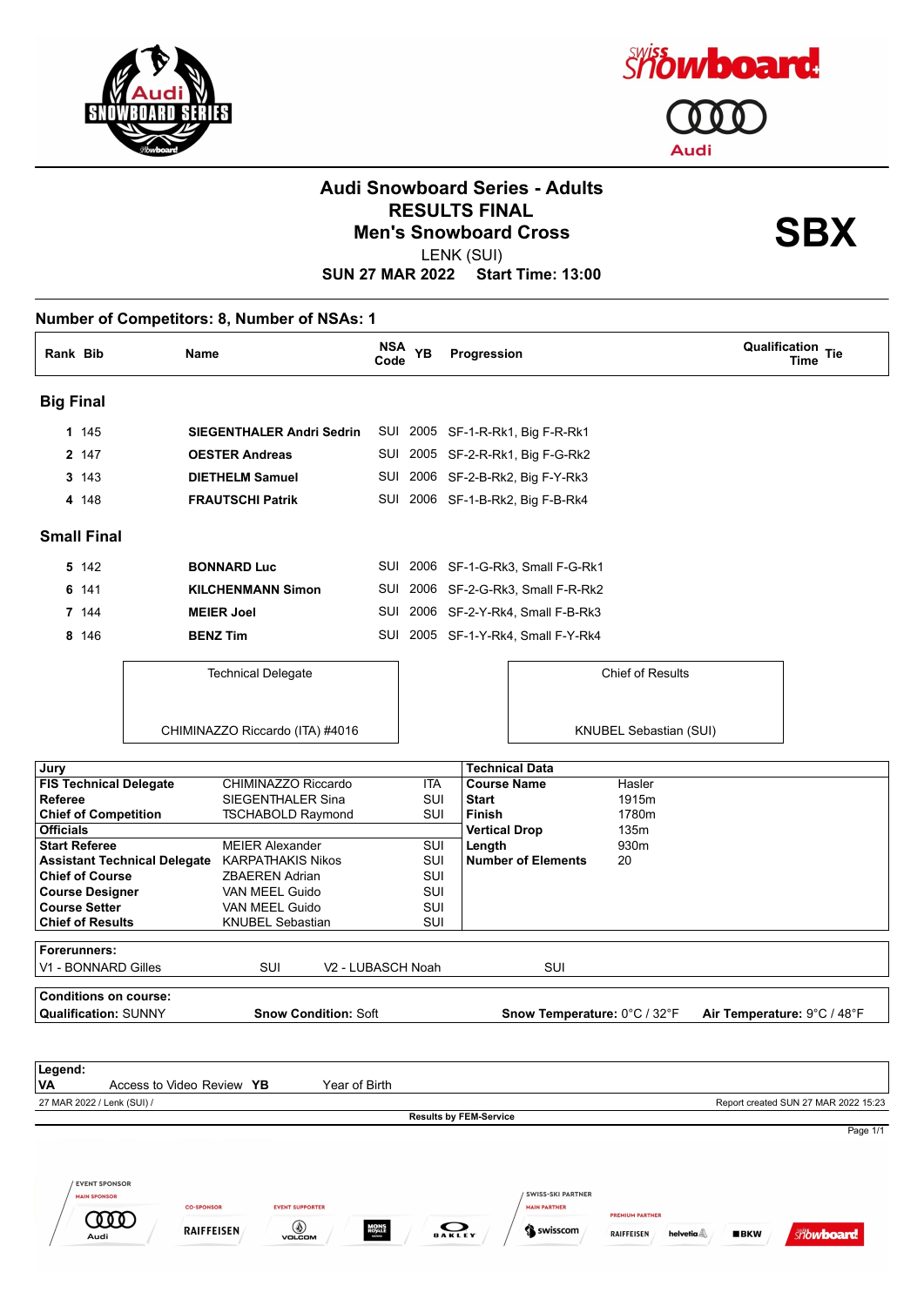# Audi Snowboard Series - Adults

## RESULTS FINAL

## Men's Snowboard Cross

**SBX**

LENK (SUI)

**SUN 27 MAR 2022 Start Time: 13:00**

### Number of Competitors: 8, Number of NSAs: 1

| Rank | Bib | Name | NSA Code | YB | Progression | Qualification Time | Tie |
|---|---|---|---|---|---|---|---|
| **Big Final** | | | | | | | |
| **1** | 145 | **SIEGENTHALER Andri Sedrin** | SUI | 2005 | SF-1-R-Rk1, Big F-R-Rk1 | | |
| **2** | 147 | **OESTER Andreas** | SUI | 2005 | SF-2-R-Rk1, Big F-G-Rk2 | | |
| **3** | 143 | **DIETHELM Samuel** | SUI | 2006 | SF-2-B-Rk2, Big F-Y-Rk3 | | |
| **4** | 148 | **FRAUTSCHI Patrik** | SUI | 2006 | SF-1-B-Rk2, Big F-B-Rk4 | | |
| **Small Final** | | | | | | | |
| **5** | 142 | **BONNARD Luc** | SUI | 2006 | SF-1-G-Rk3, Small F-G-Rk1 | | |
| **6** | 141 | **KILCHENMANN Simon** | SUI | 2006 | SF-2-G-Rk3, Small F-R-Rk2 | | |
| **7** | 144 | **MEIER Joel** | SUI | 2006 | SF-2-Y-Rk4, Small F-B-Rk3 | | |
| **8** | 146 | **BENZ Tim** | SUI | 2005 | SF-1-Y-Rk4, Small F-Y-Rk4 | | |

| Technical Delegate | Chief of Results |
|---|---|
| CHIMINAZZO Riccardo (ITA) #4016 | KNUBEL Sebastian (SUI) |

| **Jury** | | | **Technical Data** | |
|---|---|---|---|---|
| **FIS Technical Delegate** | CHIMINAZZO Riccardo | ITA | **Course Name** | Hasler |
| **Referee** | SIEGENTHALER Sina | SUI | **Start** | 1915m |
| **Chief of Competition** | TSCHABOLD Raymond | SUI | **Finish** | 1780m |
| **Officials** | | | **Vertical Drop** | 135m |
| **Start Referee** | MEIER Alexander | SUI | **Length** | 930m |
| **Assistant Technical Delegate** | KARPATHAKIS Nikos | SUI | **Number of Elements** | 20 |
| **Chief of Course** | ZBAEREN Adrian | SUI | | |
| **Course Designer** | VAN MEEL Guido | SUI | | |
| **Course Setter** | VAN MEEL Guido | SUI | | |
| **Chief of Results** | KNUBEL Sebastian | SUI | | |

**Forerunners:**
V1 - BONNARD Gilles SUI V2 - LUBASCH Noah SUI

**Conditions on course:**
**Qualification:** SUNNY **Snow Condition:** Soft **Snow Temperature:** 0°C / 32°F **Air Temperature:** 9°C / 48°F

**Legend:**
**VA** Access to Video Review **YB** Year of Birth

27 MAR 2022 / Lenk (SUI) / Report created SUN 27 MAR 2022 15:23

**Results by FEM-Service**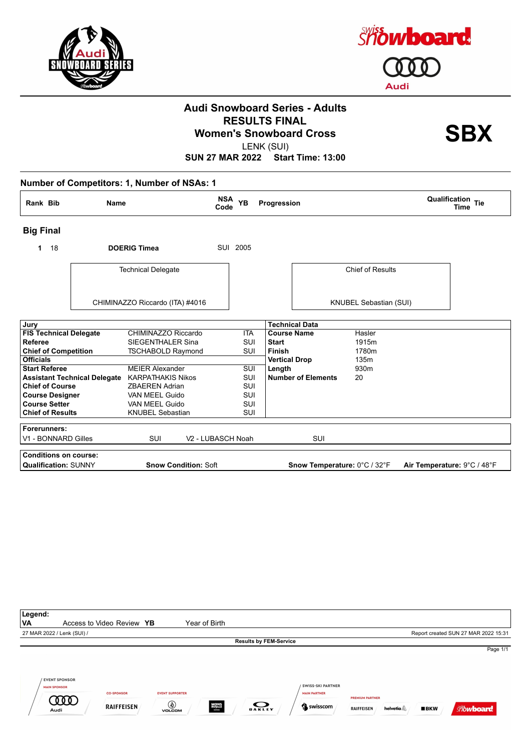# Audi Snowboard Series - Adults
## RESULTS FINAL
## Women's Snowboard Cross

LENK (SUI)

**SUN 27 MAR 2022 Start Time: 13:00**

**SBX**

### Number of Competitors: 1, Number of NSAs: 1

| Rank | Bib | Name | NSA Code | YB | Progression | Qualification Time | Tie |
|---|---|---|---|---|---|---|---|
| **Big Final** | | | | | | | |
| **1** | 18 | **DOERIG Timea** | SUI | 2005 | | | |

| Technical Delegate | Chief of Results |
|---|---|
| CHIMINAZZO Riccardo (ITA) #4016 | KNUBEL Sebastian (SUI) |

| Jury | | | Technical Data | |
|---|---|---|---|---|
| **FIS Technical Delegate** | CHIMINAZZO Riccardo | ITA | **Course Name** | Hasler |
| **Referee** | SIEGENTHALER Sina | SUI | **Start** | 1915m |
| **Chief of Competition** | TSCHABOLD Raymond | SUI | **Finish** | 1780m |
| **Officials** | | | **Vertical Drop** | 135m |
| **Start Referee** | MEIER Alexander | SUI | **Length** | 930m |
| **Assistant Technical Delegate** | KARPATHAKIS Nikos | SUI | **Number of Elements** | 20 |
| **Chief of Course** | ZBAEREN Adrian | SUI | | |
| **Course Designer** | VAN MEEL Guido | SUI | | |
| **Course Setter** | VAN MEEL Guido | SUI | | |
| **Chief of Results** | KNUBEL Sebastian | SUI | | |

**Forerunners:**

V1 - BONNARD Gilles SUI V2 - LUBASCH Noah SUI

**Conditions on course:**

**Qualification:** SUNNY **Snow Condition:** Soft **Snow Temperature:** 0°C / 32°F **Air Temperature:** 9°C / 48°F

**Legend:**

**VA** Access to Video Review **YB** Year of Birth

27 MAR 2022 / Lenk (SUI) /

Report created SUN 27 MAR 2022 15:31

**Results by FEM-Service**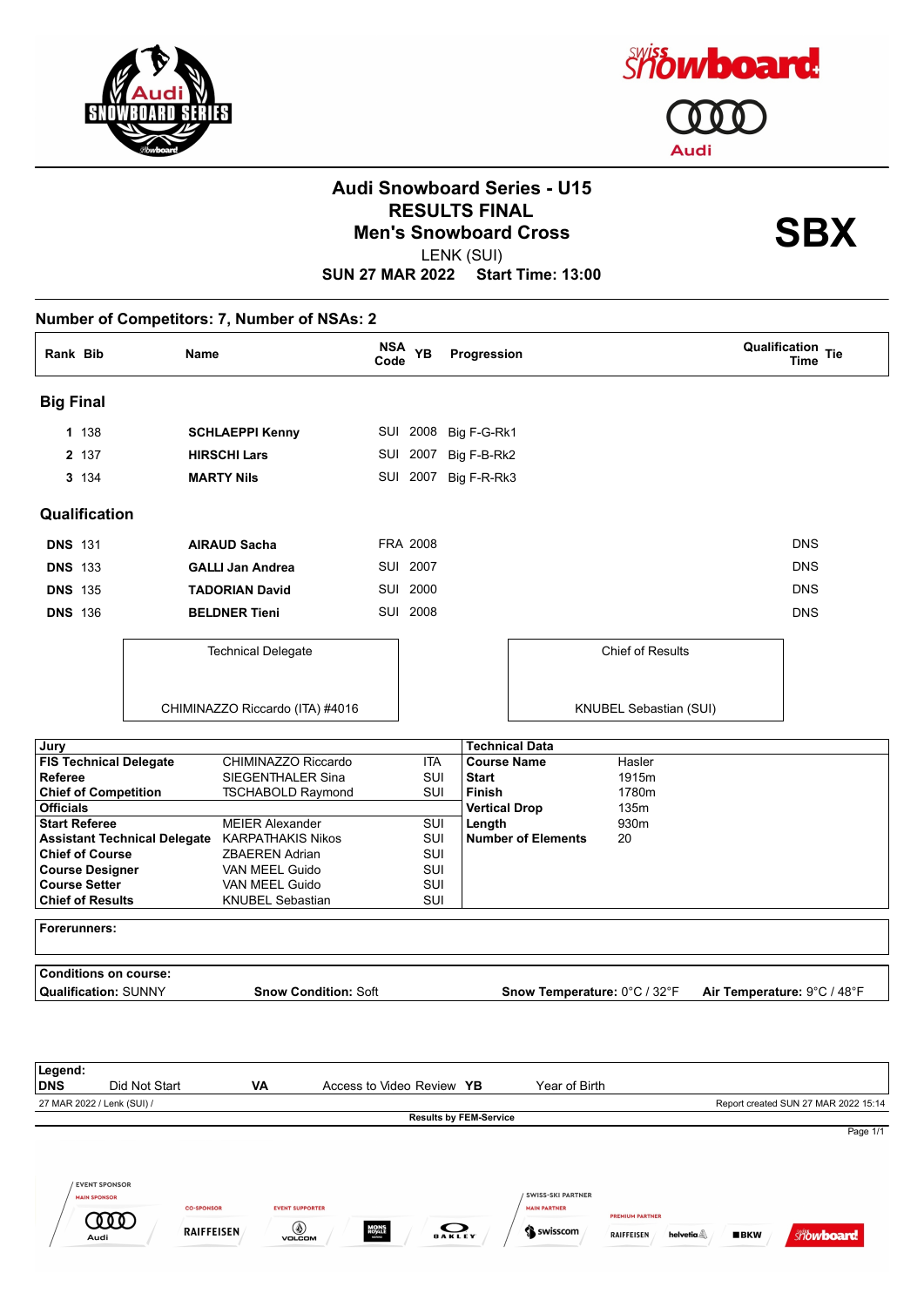# Audi Snowboard Series - U15

## RESULTS FINAL

## Men's Snowboard Cross

**SBX**

LENK (SUI)

**SUN 27 MAR 2022 Start Time: 13:00**

**Number of Competitors: 7, Number of NSAs: 2**

| Rank | Bib | Name | NSA Code | YB | Progression | Qualification Time | Tie |
|---|---|---|---|---|---|---|---|
| **Big Final** | | | | | | | |
| **1** | 138 | **SCHLAEPPI Kenny** | SUI | 2008 | Big F-G-Rk1 | | |
| **2** | 137 | **HIRSCHI Lars** | SUI | 2007 | Big F-B-Rk2 | | |
| **3** | 134 | **MARTY Nils** | SUI | 2007 | Big F-R-Rk3 | | |
| **Qualification** | | | | | | | |
| **DNS** | 131 | **AIRAUD Sacha** | FRA | 2008 | | DNS | |
| **DNS** | 133 | **GALLI Jan Andrea** | SUI | 2007 | | DNS | |
| **DNS** | 135 | **TADORIAN David** | SUI | 2000 | | DNS | |
| **DNS** | 136 | **BELDNER Tieni** | SUI | 2008 | | DNS | |

| Technical Delegate | Chief of Results |
|---|---|
| CHIMINAZZO Riccardo (ITA) #4016 | KNUBEL Sebastian (SUI) |

| Jury | | | Technical Data | |
|---|---|---|---|---|
| **FIS Technical Delegate** | CHIMINAZZO Riccardo | ITA | **Course Name** | Hasler |
| **Referee** | SIEGENTHALER Sina | SUI | **Start** | 1915m |
| **Chief of Competition** | TSCHABOLD Raymond | SUI | **Finish** | 1780m |
| **Officials** | | | **Vertical Drop** | 135m |
| **Start Referee** | MEIER Alexander | SUI | **Length** | 930m |
| **Assistant Technical Delegate** | KARPATHAKIS Nikos | SUI | **Number of Elements** | 20 |
| **Chief of Course** | ZBAEREN Adrian | SUI | | |
| **Course Designer** | VAN MEEL Guido | SUI | | |
| **Course Setter** | VAN MEEL Guido | SUI | | |
| **Chief of Results** | KNUBEL Sebastian | SUI | | |

**Forerunners:**

**Conditions on course:**

**Qualification:** SUNNY | **Snow Condition:** Soft | **Snow Temperature:** 0°C / 32°F | **Air Temperature:** 9°C / 48°F

**Legend:**

| | | | | | |
|---|---|---|---|---|---|
| **DNS** | Did Not Start | **VA** | Access to Video Review | **YB** | Year of Birth |

27 MAR 2022 / Lenk (SUI) / — Report created SUN 27 MAR 2022 15:14

**Results by FEM-Service**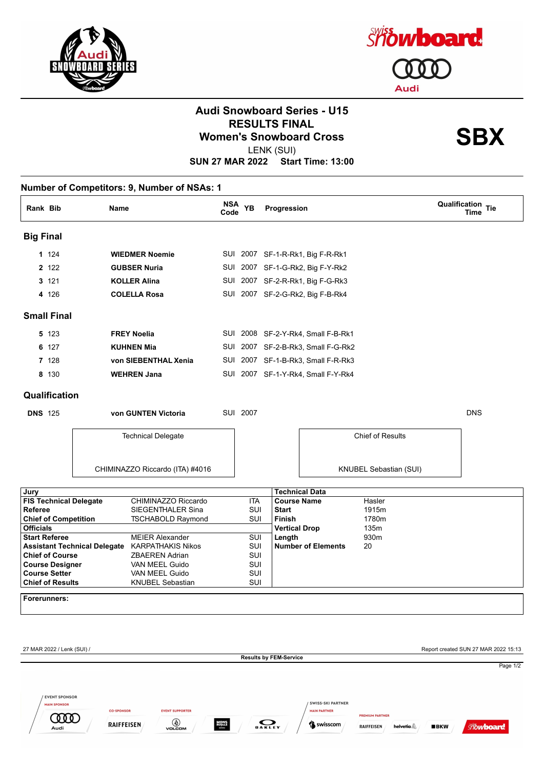# Audi Snowboard Series - U15

## RESULTS FINAL

## Women's Snowboard Cross

**SBX**

LENK (SUI)

**SUN 27 MAR 2022 Start Time: 13:00**

### Number of Competitors: 9, Number of NSAs: 1

| Rank | Bib | Name | NSA Code | YB | Progression | Qualification Time | Tie |
|---|---|---|---|---|---|---|---|
| **Big Final** | | | | | | | |
| **1** | 124 | **WIEDMER Noemie** | SUI | 2007 | SF-1-R-Rk1, Big F-R-Rk1 | | |
| **2** | 122 | **GUBSER Nuria** | SUI | 2007 | SF-1-G-Rk2, Big F-Y-Rk2 | | |
| **3** | 121 | **KOLLER Alina** | SUI | 2007 | SF-2-R-Rk1, Big F-G-Rk3 | | |
| **4** | 126 | **COLELLA Rosa** | SUI | 2007 | SF-2-G-Rk2, Big F-B-Rk4 | | |
| **Small Final** | | | | | | | |
| **5** | 123 | **FREY Noelia** | SUI | 2008 | SF-2-Y-Rk4, Small F-B-Rk1 | | |
| **6** | 127 | **KUHNEN Mia** | SUI | 2007 | SF-2-B-Rk3, Small F-G-Rk2 | | |
| **7** | 128 | **von SIEBENTHAL Xenia** | SUI | 2007 | SF-1-B-Rk3, Small F-R-Rk3 | | |
| **8** | 130 | **WEHREN Jana** | SUI | 2007 | SF-1-Y-Rk4, Small F-Y-Rk4 | | |
| **Qualification** | | | | | | | |
| **DNS** | 125 | **von GUNTEN Victoria** | SUI | 2007 | | DNS | |

| Technical Delegate | Chief of Results |
|---|---|
| CHIMINAZZO Riccardo (ITA) #4016 | KNUBEL Sebastian (SUI) |

| Jury | | | Technical Data | |
|---|---|---|---|---|
| **FIS Technical Delegate** | CHIMINAZZO Riccardo | ITA | **Course Name** | Hasler |
| **Referee** | SIEGENTHALER Sina | SUI | **Start** | 1915m |
| **Chief of Competition** | TSCHABOLD Raymond | SUI | **Finish** | 1780m |
| **Officials** | | | **Vertical Drop** | 135m |
| **Start Referee** | MEIER Alexander | SUI | **Length** | 930m |
| **Assistant Technical Delegate** | KARPATHAKIS Nikos | SUI | **Number of Elements** | 20 |
| **Chief of Course** | ZBAEREN Adrian | SUI | | |
| **Course Designer** | VAN MEEL Guido | SUI | | |
| **Course Setter** | VAN MEEL Guido | SUI | | |
| **Chief of Results** | KNUBEL Sebastian | SUI | | |

**Forerunners:**

27 MAR 2022 / Lenk (SUI) / Report created SUN 27 MAR 2022 15:13

**Results by FEM-Service**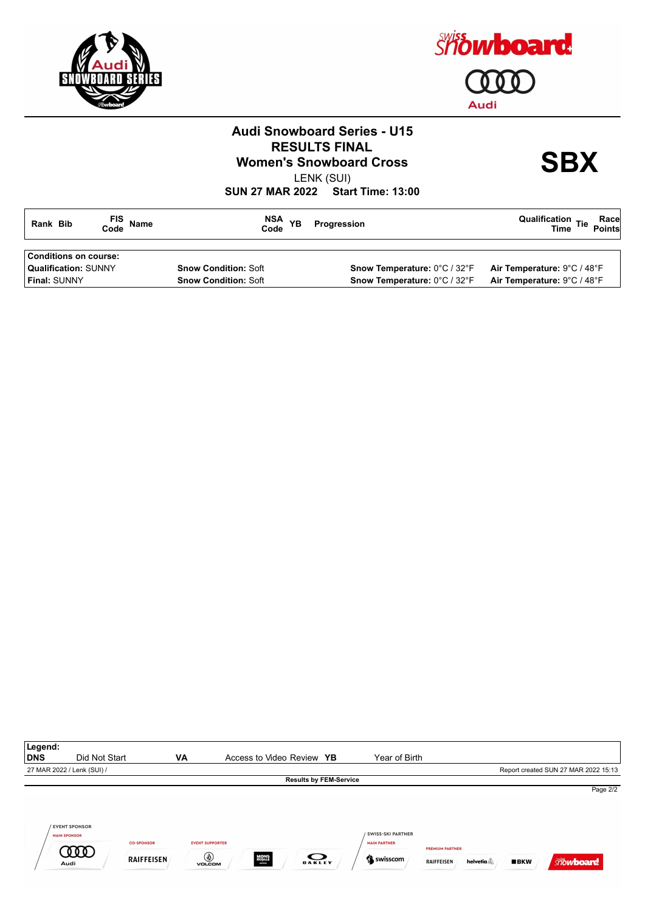# Audi Snowboard Series - U15

## RESULTS FINAL

## Women's Snowboard Cross

LENK (SUI)

**SUN 27 MAR 2022 Start Time: 13:00**

**SBX**

| Rank | Bib | FIS Code | Name | NSA Code | YB | Progression | Qualification Time | Tie | Race Points |
|---|---|---|---|---|---|---|---|---|---|

| Conditions on course: | | | |
|---|---|---|---|
| **Qualification:** SUNNY | **Snow Condition:** Soft | **Snow Temperature:** 0°C / 32°F | **Air Temperature:** 9°C / 48°F |
| **Final:** SUNNY | **Snow Condition:** Soft | **Snow Temperature:** 0°C / 32°F | **Air Temperature:** 9°C / 48°F |

**Legend:**

| | | | | | |
|---|---|---|---|---|---|
| **DNS** | Did Not Start | **VA** | Access to Video Review | **YB** | Year of Birth |

27 MAR 2022 / Lenk (SUI) /

Report created SUN 27 MAR 2022 15:13

**Results by FEM-Service**

EVENT SPONSOR — MAIN SPONSOR: Audi — CO-SPONSOR: RAIFFEISEN — EVENT SUPPORTER: VOLCOM, MONS ROYALE, OAKLEY — SWISS-SKI PARTNER — MAIN PARTNER: swisscom — PREMIUM PARTNER: RAIFFEISEN, helvetia, BKW, Swiss Snowboard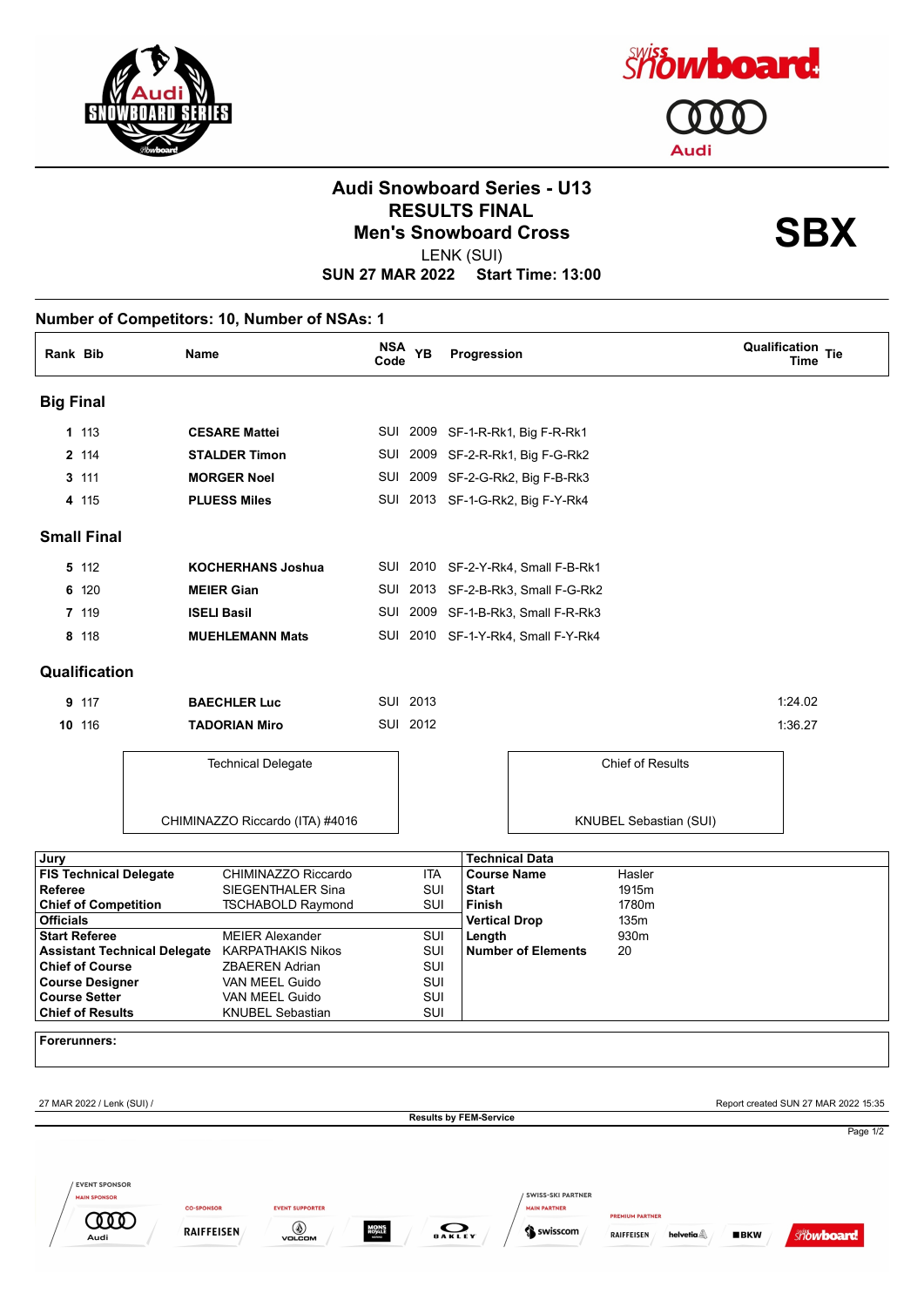# Audi Snowboard Series - U13
## RESULTS FINAL
## Men's Snowboard Cross

**SBX**

LENK (SUI)

**SUN 27 MAR 2022 Start Time: 13:00**

### Number of Competitors: 10, Number of NSAs: 1

| Rank | Bib | Name | NSA Code | YB | Progression | Qualification Time | Tie |
|---|---|---|---|---|---|---|---|
| **Big Final** | | | | | | | |
| **1** | 113 | **CESARE Mattei** | SUI | 2009 | SF-1-R-Rk1, Big F-R-Rk1 | | |
| **2** | 114 | **STALDER Timon** | SUI | 2009 | SF-2-R-Rk1, Big F-G-Rk2 | | |
| **3** | 111 | **MORGER Noel** | SUI | 2009 | SF-2-G-Rk2, Big F-B-Rk3 | | |
| **4** | 115 | **PLUESS Miles** | SUI | 2013 | SF-1-G-Rk2, Big F-Y-Rk4 | | |
| **Small Final** | | | | | | | |
| **5** | 112 | **KOCHERHANS Joshua** | SUI | 2010 | SF-2-Y-Rk4, Small F-B-Rk1 | | |
| **6** | 120 | **MEIER Gian** | SUI | 2013 | SF-2-B-Rk3, Small F-G-Rk2 | | |
| **7** | 119 | **ISELI Basil** | SUI | 2009 | SF-1-B-Rk3, Small F-R-Rk3 | | |
| **8** | 118 | **MUEHLEMANN Mats** | SUI | 2010 | SF-1-Y-Rk4, Small F-Y-Rk4 | | |
| **Qualification** | | | | | | | |
| **9** | 117 | **BAECHLER Luc** | SUI | 2013 | | 1:24.02 | |
| **10** | 116 | **TADORIAN Miro** | SUI | 2012 | | 1:36.27 | |

| Technical Delegate | Chief of Results |
|---|---|
| CHIMINAZZO Riccardo (ITA) #4016 | KNUBEL Sebastian (SUI) |

| Jury | | |
|---|---|---|
| **FIS Technical Delegate** | CHIMINAZZO Riccardo | ITA |
| **Referee** | SIEGENTHALER Sina | SUI |
| **Chief of Competition** | TSCHABOLD Raymond | SUI |
| **Officials** | | |
| **Start Referee** | MEIER Alexander | SUI |
| **Assistant Technical Delegate** | KARPATHAKIS Nikos | SUI |
| **Chief of Course** | ZBAEREN Adrian | SUI |
| **Course Designer** | VAN MEEL Guido | SUI |
| **Course Setter** | VAN MEEL Guido | SUI |
| **Chief of Results** | KNUBEL Sebastian | SUI |

| Technical Data | |
|---|---|
| **Course Name** | Hasler |
| **Start** | 1915m |
| **Finish** | 1780m |
| **Vertical Drop** | 135m |
| **Length** | 930m |
| **Number of Elements** | 20 |

**Forerunners:**

27 MAR 2022 / Lenk (SUI) /

Report created SUN 27 MAR 2022 15:35

**Results by FEM-Service**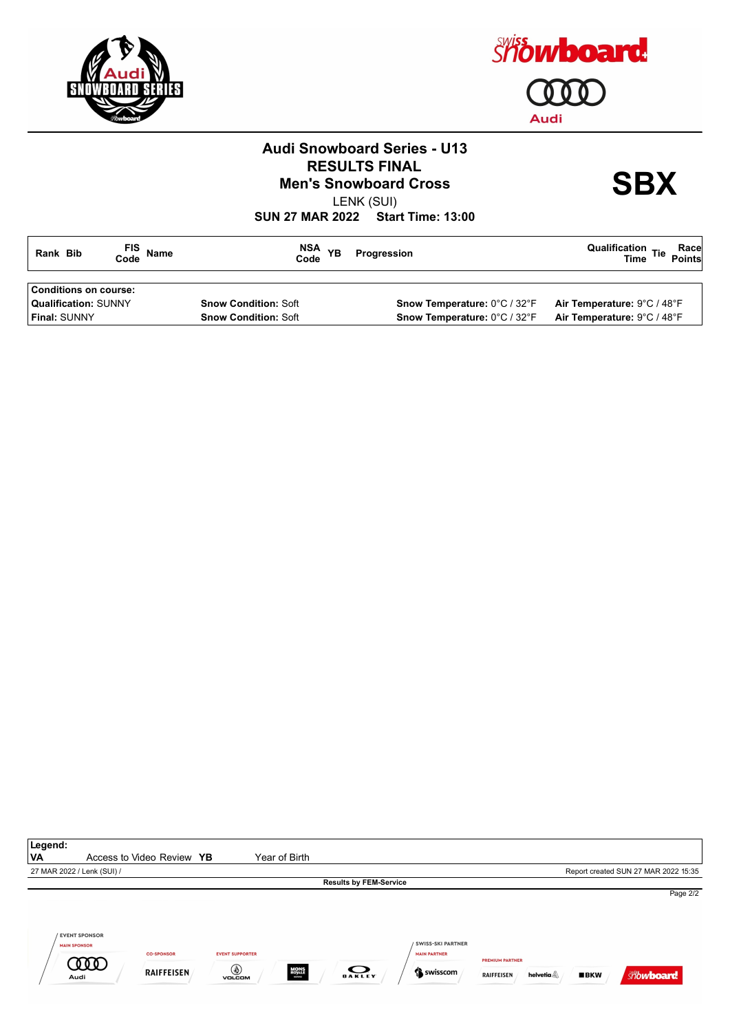# Audi Snowboard Series - U13

## RESULTS FINAL

## Men's Snowboard Cross

**SBX**

LENK (SUI)

**SUN 27 MAR 2022 Start Time: 13:00**

| Rank | Bib | FIS Code | Name | NSA Code | YB | Progression | Qualification Time | Tie | Race Points |
|---|---|---|---|---|---|---|---|---|---|

| Conditions on course: | | | |
|---|---|---|---|
| **Qualification:** SUNNY | **Snow Condition:** Soft | **Snow Temperature:** 0°C / 32°F | **Air Temperature:** 9°C / 48°F |
| **Final:** SUNNY | **Snow Condition:** Soft | **Snow Temperature:** 0°C / 32°F | **Air Temperature:** 9°C / 48°F |

**Legend:**

**VA** Access to Video Review **YB** Year of Birth

27 MAR 2022 / Lenk (SUI) /

Report created SUN 27 MAR 2022 15:35

**Results by FEM-Service**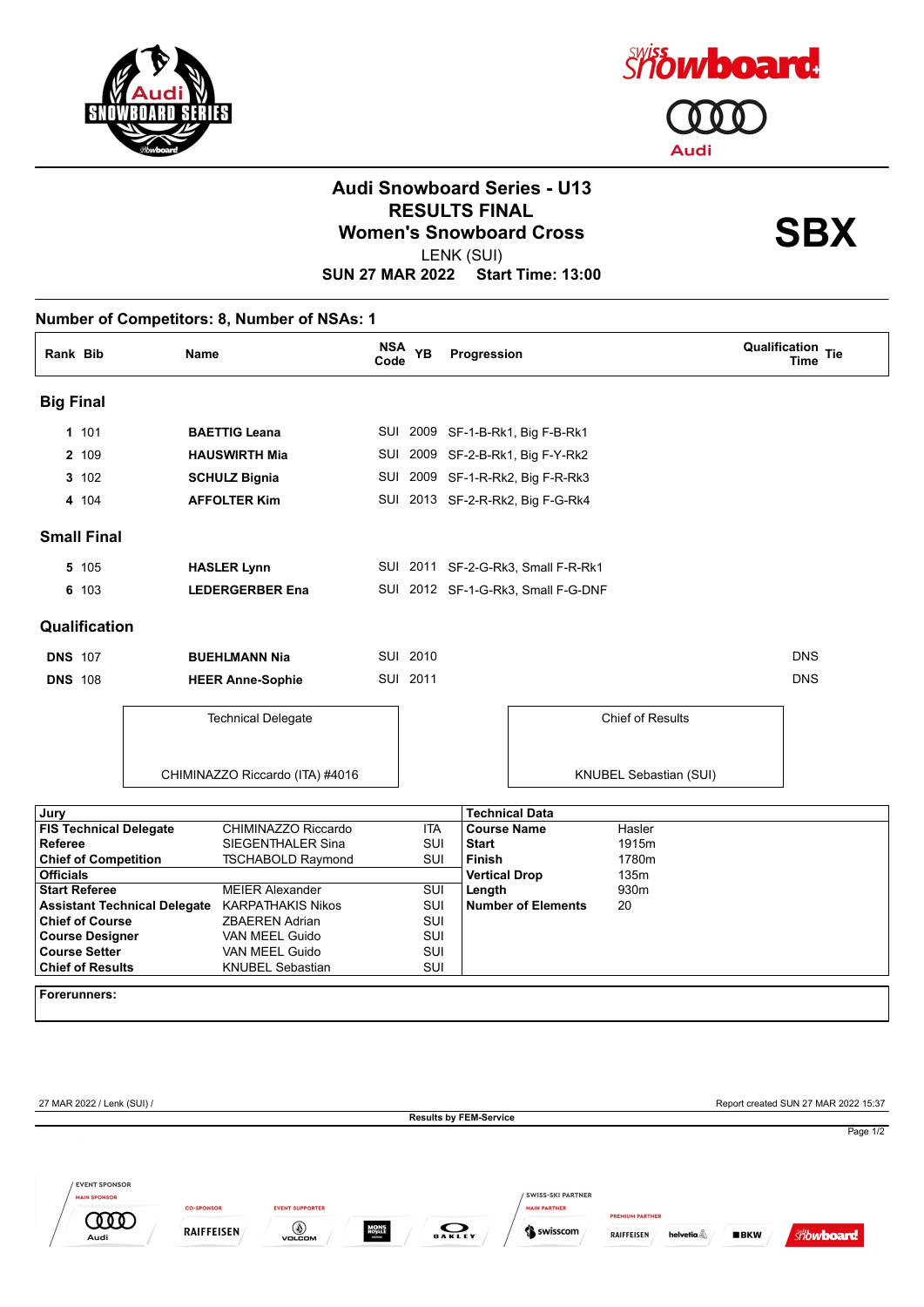# Audi Snowboard Series - U13

## RESULTS FINAL

## Women's Snowboard Cross

**SBX**

LENK (SUI)

**SUN 27 MAR 2022 Start Time: 13:00**

### Number of Competitors: 8, Number of NSAs: 1

| Rank | Bib | Name | NSA Code | YB | Progression | Qualification Time | Tie |
|---|---|---|---|---|---|---|---|
| **Big Final** | | | | | | | |
| **1** | 101 | **BAETTIG Leana** | SUI | 2009 | SF-1-B-Rk1, Big F-B-Rk1 | | |
| **2** | 109 | **HAUSWIRTH Mia** | SUI | 2009 | SF-2-B-Rk1, Big F-Y-Rk2 | | |
| **3** | 102 | **SCHULZ Bignia** | SUI | 2009 | SF-1-R-Rk2, Big F-R-Rk3 | | |
| **4** | 104 | **AFFOLTER Kim** | SUI | 2013 | SF-2-R-Rk2, Big F-G-Rk4 | | |
| **Small Final** | | | | | | | |
| **5** | 105 | **HASLER Lynn** | SUI | 2011 | SF-2-G-Rk3, Small F-R-Rk1 | | |
| **6** | 103 | **LEDERGERBER Ena** | SUI | 2012 | SF-1-G-Rk3, Small F-G-DNF | | |
| **Qualification** | | | | | | | |
| **DNS** | 107 | **BUEHLMANN Nia** | SUI | 2010 | | DNS | |
| **DNS** | 108 | **HEER Anne-Sophie** | SUI | 2011 | | DNS | |

| Technical Delegate | Chief of Results |
|---|---|
| CHIMINAZZO Riccardo (ITA) #4016 | KNUBEL Sebastian (SUI) |

| Jury | | |
|---|---|---|
| **FIS Technical Delegate** | CHIMINAZZO Riccardo | ITA |
| **Referee** | SIEGENTHALER Sina | SUI |
| **Chief of Competition** | TSCHABOLD Raymond | SUI |
| **Officials** | | |
| **Start Referee** | MEIER Alexander | SUI |
| **Assistant Technical Delegate** | KARPATHAKIS Nikos | SUI |
| **Chief of Course** | ZBAEREN Adrian | SUI |
| **Course Designer** | VAN MEEL Guido | SUI |
| **Course Setter** | VAN MEEL Guido | SUI |
| **Chief of Results** | KNUBEL Sebastian | SUI |

| Technical Data | |
|---|---|
| **Course Name** | Hasler |
| **Start** | 1915m |
| **Finish** | 1780m |
| **Vertical Drop** | 135m |
| **Length** | 930m |
| **Number of Elements** | 20 |

**Forerunners:**

27 MAR 2022 / Lenk (SUI) / Report created SUN 27 MAR 2022 15:37

**Results by FEM-Service**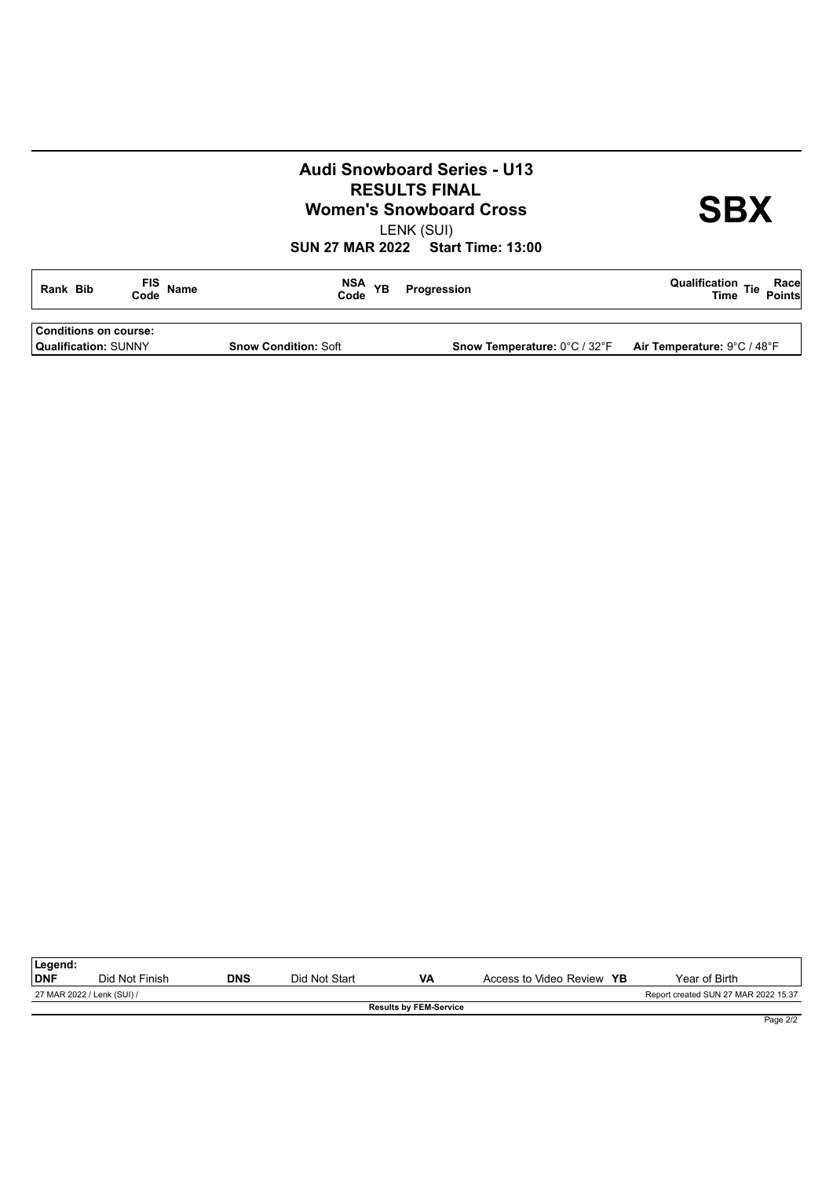# Audi Snowboard Series - U13
## RESULTS FINAL
## Women's Snowboard Cross

**SBX**

LENK (SUI)

**SUN 27 MAR 2022 Start Time: 13:00**

| Rank | Bib | FIS Code | Name | NSA Code | YB | Progression | Qualification Time | Tie | Race Points |
|---|---|---|---|---|---|---|---|---|---|

| Conditions on course: | | | |
|---|---|---|---|
| **Qualification:** SUNNY | **Snow Condition:** Soft | **Snow Temperature:** 0°C / 32°F | **Air Temperature:** 9°C / 48°F |

**Legend:**

| | | | | | | | |
|---|---|---|---|---|---|---|---|
| **DNF** | Did Not Finish | **DNS** | Did Not Start | **VA** | Access to Video Review | **YB** | Year of Birth |

27 MAR 2022 / Lenk (SUI) /

Report created SUN 27 MAR 2022 15:37

**Results by FEM-Service**